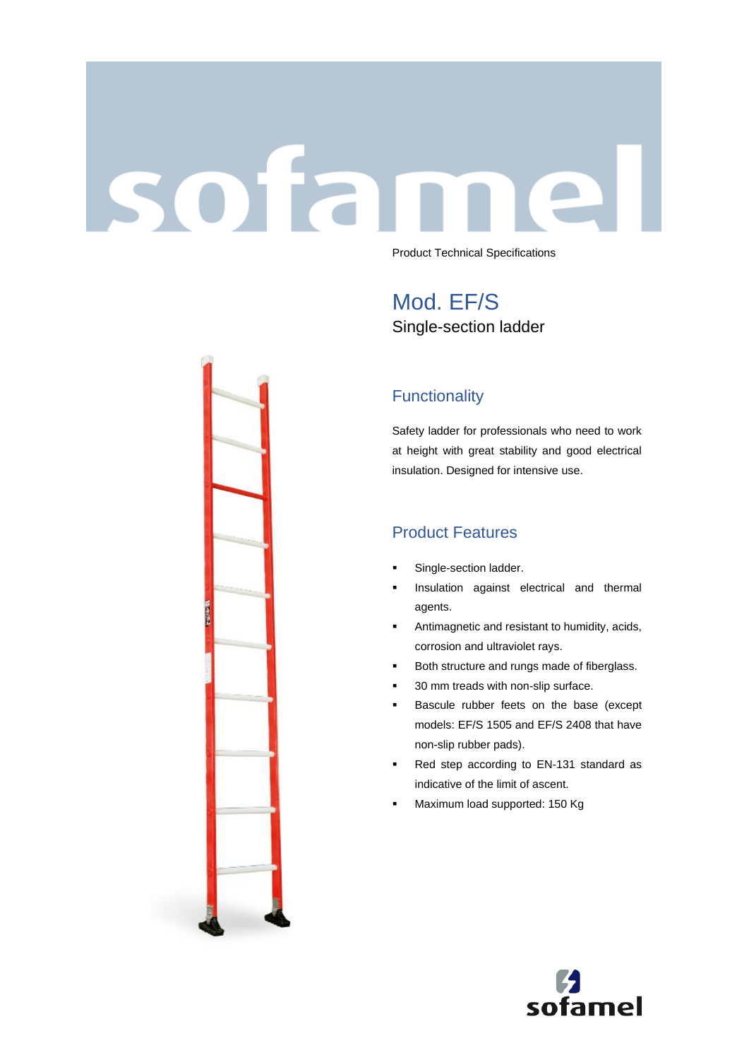Product Technical Specifications

# Mod. EF/S

Single-section ladder

## Functionality

Safety ladder for professionals who need to work at height with great stability and good electrical insulation. Designed for intensive use.

## Product Features

- Single-section ladder.
- Insulation against electrical and thermal agents.
- Antimagnetic and resistant to humidity, acids, corrosion and ultraviolet rays.
- Both structure and rungs made of fiberglass.
- 30 mm treads with non-slip surface.
- Bascule rubber feets on the base (except models: EF/S 1505 and EF/S 2408 that have non-slip rubber pads).
- Red step according to EN-131 standard as indicative of the limit of ascent.
- Maximum load supported: 150 Kg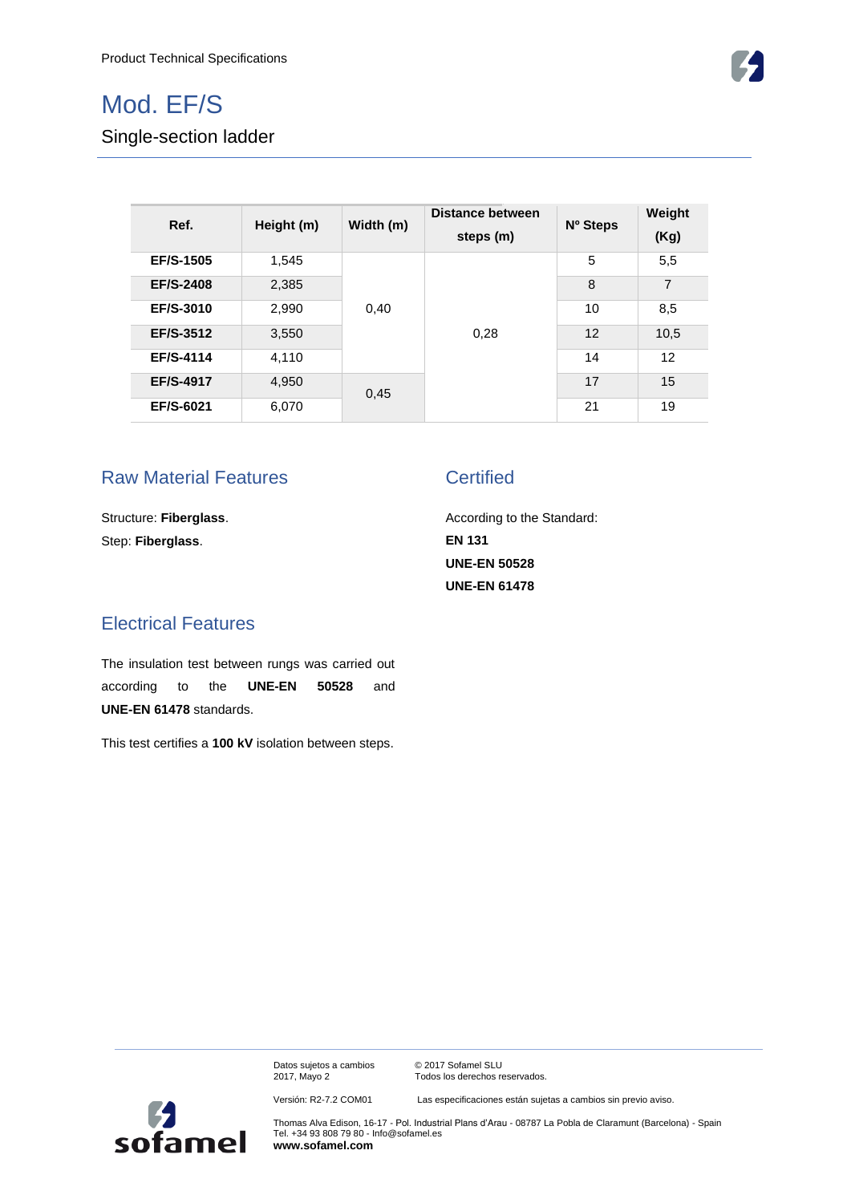Product Technical Specifications

# Mod. EF/S

## Single-section ladder

| Ref. | Height (m) | Width (m) | Distance between steps (m) | Nº Steps | Weight (Kg) |
|---|---|---|---|---|---|
| **EF/S-1505** | 1,545 | 0,40 | 0,28 | 5 | 5,5 |
| **EF/S-2408** | 2,385 | 0,40 | 0,28 | 8 | 7 |
| **EF/S-3010** | 2,990 | 0,40 | 0,28 | 10 | 8,5 |
| **EF/S-3512** | 3,550 | 0,40 | 0,28 | 12 | 10,5 |
| **EF/S-4114** | 4,110 | 0,40 | 0,28 | 14 | 12 |
| **EF/S-4917** | 4,950 | 0,45 | 0,28 | 17 | 15 |
| **EF/S-6021** | 6,070 | 0,45 | 0,28 | 21 | 19 |

### Raw Material Features

Structure: **Fiberglass**.

Step: **Fiberglass**.

### Certified

According to the Standard:

**EN 131**

**UNE-EN 50528**

**UNE-EN 61478**

### Electrical Features

The insulation test between rungs was carried out according to the **UNE-EN 50528** and **UNE-EN 61478** standards.

This test certifies a **100 kV** isolation between steps.

Datos sujetos a cambios
2017, Mayo 2

© 2017 Sofamel SLU
Todos los derechos reservados.

Versión: R2-7.2 COM01

Las especificaciones están sujetas a cambios sin previo aviso.

Thomas Alva Edison, 16-17 - Pol. Industrial Plans d'Arau - 08787 La Pobla de Claramunt (Barcelona) - Spain
Tel. +34 93 808 79 80 - Info@sofamel.es
**www.sofamel.com**